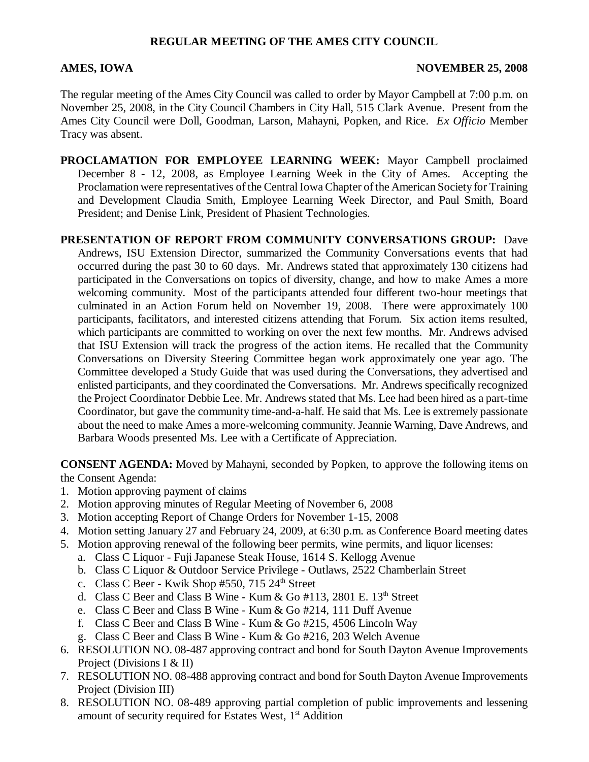# REGULAR MEETING OF THE AMES CITY COUNCIL

**AMES, IOWA** **NOVEMBER 25, 2008**

The regular meeting of the Ames City Council was called to order by Mayor Campbell at 7:00 p.m. on November 25, 2008, in the City Council Chambers in City Hall, 515 Clark Avenue. Present from the Ames City Council were Doll, Goodman, Larson, Mahayni, Popken, and Rice. *Ex Officio* Member Tracy was absent.

**PROCLAMATION FOR EMPLOYEE LEARNING WEEK:** Mayor Campbell proclaimed December 8 - 12, 2008, as Employee Learning Week in the City of Ames. Accepting the Proclamation were representatives of the Central Iowa Chapter of the American Society for Training and Development Claudia Smith, Employee Learning Week Director, and Paul Smith, Board President; and Denise Link, President of Phasient Technologies.

**PRESENTATION OF REPORT FROM COMMUNITY CONVERSATIONS GROUP:** Dave Andrews, ISU Extension Director, summarized the Community Conversations events that had occurred during the past 30 to 60 days. Mr. Andrews stated that approximately 130 citizens had participated in the Conversations on topics of diversity, change, and how to make Ames a more welcoming community. Most of the participants attended four different two-hour meetings that culminated in an Action Forum held on November 19, 2008. There were approximately 100 participants, facilitators, and interested citizens attending that Forum. Six action items resulted, which participants are committed to working on over the next few months. Mr. Andrews advised that ISU Extension will track the progress of the action items. He recalled that the Community Conversations on Diversity Steering Committee began work approximately one year ago. The Committee developed a Study Guide that was used during the Conversations, they advertised and enlisted participants, and they coordinated the Conversations. Mr. Andrews specifically recognized the Project Coordinator Debbie Lee. Mr. Andrews stated that Ms. Lee had been hired as a part-time Coordinator, but gave the community time-and-a-half. He said that Ms. Lee is extremely passionate about the need to make Ames a more-welcoming community. Jeannie Warning, Dave Andrews, and Barbara Woods presented Ms. Lee with a Certificate of Appreciation.

**CONSENT AGENDA:** Moved by Mahayni, seconded by Popken, to approve the following items on the Consent Agenda:

1. Motion approving payment of claims
2. Motion approving minutes of Regular Meeting of November 6, 2008
3. Motion accepting Report of Change Orders for November 1-15, 2008
4. Motion setting January 27 and February 24, 2009, at 6:30 p.m. as Conference Board meeting dates
5. Motion approving renewal of the following beer permits, wine permits, and liquor licenses:
   a. Class C Liquor - Fuji Japanese Steak House, 1614 S. Kellogg Avenue
   b. Class C Liquor & Outdoor Service Privilege - Outlaws, 2522 Chamberlain Street
   c. Class C Beer - Kwik Shop #550, 715 24th Street
   d. Class C Beer and Class B Wine - Kum & Go #113, 2801 E. 13th Street
   e. Class C Beer and Class B Wine - Kum & Go #214, 111 Duff Avenue
   f. Class C Beer and Class B Wine - Kum & Go #215, 4506 Lincoln Way
   g. Class C Beer and Class B Wine - Kum & Go #216, 203 Welch Avenue
6. RESOLUTION NO. 08-487 approving contract and bond for South Dayton Avenue Improvements Project (Divisions I & II)
7. RESOLUTION NO. 08-488 approving contract and bond for South Dayton Avenue Improvements Project (Division III)
8. RESOLUTION NO. 08-489 approving partial completion of public improvements and lessening amount of security required for Estates West, 1st Addition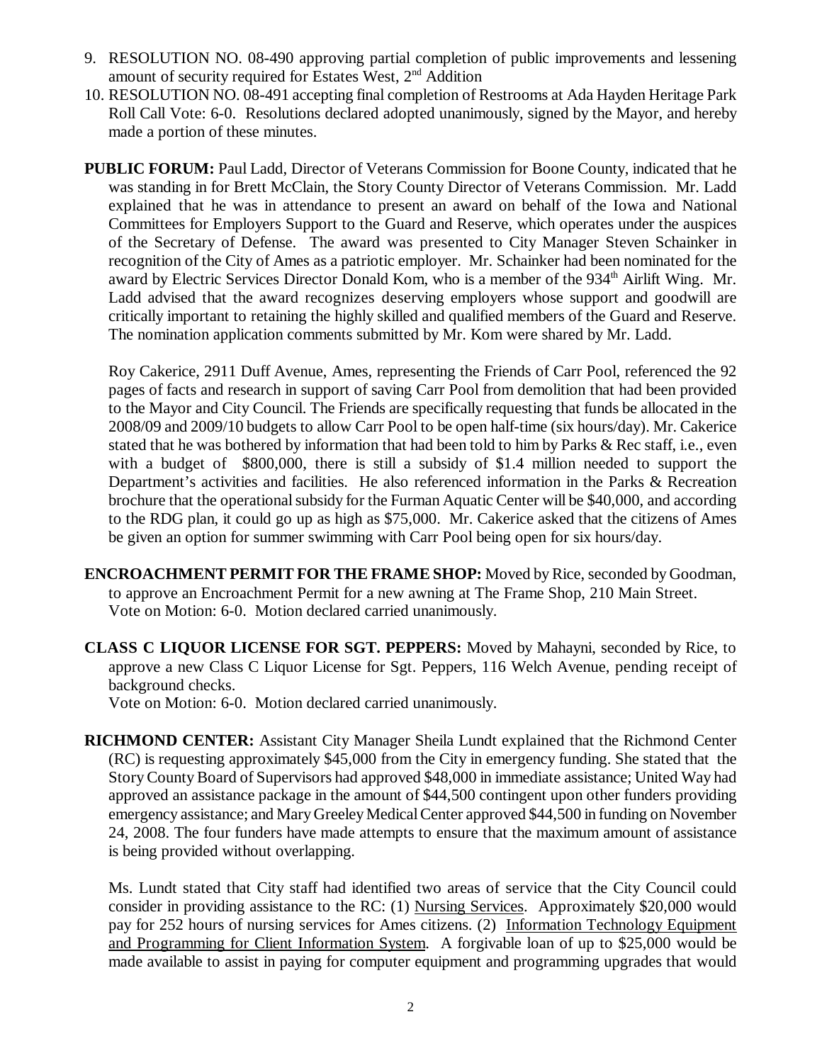9. RESOLUTION NO. 08-490 approving partial completion of public improvements and lessening amount of security required for Estates West, 2nd Addition
10. RESOLUTION NO. 08-491 accepting final completion of Restrooms at Ada Hayden Heritage Park

Roll Call Vote: 6-0. Resolutions declared adopted unanimously, signed by the Mayor, and hereby made a portion of these minutes.

**PUBLIC FORUM:** Paul Ladd, Director of Veterans Commission for Boone County, indicated that he was standing in for Brett McClain, the Story County Director of Veterans Commission. Mr. Ladd explained that he was in attendance to present an award on behalf of the Iowa and National Committees for Employers Support to the Guard and Reserve, which operates under the auspices of the Secretary of Defense. The award was presented to City Manager Steven Schainker in recognition of the City of Ames as a patriotic employer. Mr. Schainker had been nominated for the award by Electric Services Director Donald Kom, who is a member of the 934th Airlift Wing. Mr. Ladd advised that the award recognizes deserving employers whose support and goodwill are critically important to retaining the highly skilled and qualified members of the Guard and Reserve. The nomination application comments submitted by Mr. Kom were shared by Mr. Ladd.

Roy Cakerice, 2911 Duff Avenue, Ames, representing the Friends of Carr Pool, referenced the 92 pages of facts and research in support of saving Carr Pool from demolition that had been provided to the Mayor and City Council. The Friends are specifically requesting that funds be allocated in the 2008/09 and 2009/10 budgets to allow Carr Pool to be open half-time (six hours/day). Mr. Cakerice stated that he was bothered by information that had been told to him by Parks & Rec staff, i.e., even with a budget of $800,000, there is still a subsidy of $1.4 million needed to support the Department's activities and facilities. He also referenced information in the Parks & Recreation brochure that the operational subsidy for the Furman Aquatic Center will be $40,000, and according to the RDG plan, it could go up as high as $75,000. Mr. Cakerice asked that the citizens of Ames be given an option for summer swimming with Carr Pool being open for six hours/day.

**ENCROACHMENT PERMIT FOR THE FRAME SHOP:** Moved by Rice, seconded by Goodman, to approve an Encroachment Permit for a new awning at The Frame Shop, 210 Main Street.
Vote on Motion: 6-0. Motion declared carried unanimously.

**CLASS C LIQUOR LICENSE FOR SGT. PEPPERS:** Moved by Mahayni, seconded by Rice, to approve a new Class C Liquor License for Sgt. Peppers, 116 Welch Avenue, pending receipt of background checks.
Vote on Motion: 6-0. Motion declared carried unanimously.

**RICHMOND CENTER:** Assistant City Manager Sheila Lundt explained that the Richmond Center (RC) is requesting approximately $45,000 from the City in emergency funding. She stated that the Story County Board of Supervisors had approved $48,000 in immediate assistance; United Way had approved an assistance package in the amount of $44,500 contingent upon other funders providing emergency assistance; and Mary Greeley Medical Center approved $44,500 in funding on November 24, 2008. The four funders have made attempts to ensure that the maximum amount of assistance is being provided without overlapping.

Ms. Lundt stated that City staff had identified two areas of service that the City Council could consider in providing assistance to the RC: (1) Nursing Services. Approximately $20,000 would pay for 252 hours of nursing services for Ames citizens. (2) Information Technology Equipment and Programming for Client Information System. A forgivable loan of up to $25,000 would be made available to assist in paying for computer equipment and programming upgrades that would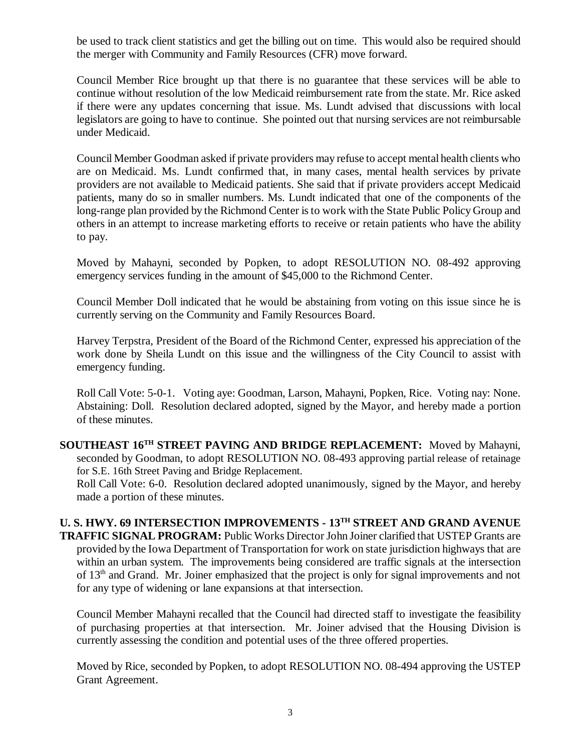be used to track client statistics and get the billing out on time. This would also be required should the merger with Community and Family Resources (CFR) move forward.

Council Member Rice brought up that there is no guarantee that these services will be able to continue without resolution of the low Medicaid reimbursement rate from the state. Mr. Rice asked if there were any updates concerning that issue. Ms. Lundt advised that discussions with local legislators are going to have to continue. She pointed out that nursing services are not reimbursable under Medicaid.

Council Member Goodman asked if private providers may refuse to accept mental health clients who are on Medicaid. Ms. Lundt confirmed that, in many cases, mental health services by private providers are not available to Medicaid patients. She said that if private providers accept Medicaid patients, many do so in smaller numbers. Ms. Lundt indicated that one of the components of the long-range plan provided by the Richmond Center is to work with the State Public Policy Group and others in an attempt to increase marketing efforts to receive or retain patients who have the ability to pay.

Moved by Mahayni, seconded by Popken, to adopt RESOLUTION NO. 08-492 approving emergency services funding in the amount of $45,000 to the Richmond Center.

Council Member Doll indicated that he would be abstaining from voting on this issue since he is currently serving on the Community and Family Resources Board.

Harvey Terpstra, President of the Board of the Richmond Center, expressed his appreciation of the work done by Sheila Lundt on this issue and the willingness of the City Council to assist with emergency funding.

Roll Call Vote: 5-0-1. Voting aye: Goodman, Larson, Mahayni, Popken, Rice. Voting nay: None. Abstaining: Doll. Resolution declared adopted, signed by the Mayor, and hereby made a portion of these minutes.

**SOUTHEAST 16TH STREET PAVING AND BRIDGE REPLACEMENT:** Moved by Mahayni, seconded by Goodman, to adopt RESOLUTION NO. 08-493 approving partial release of retainage for S.E. 16th Street Paving and Bridge Replacement.
Roll Call Vote: 6-0. Resolution declared adopted unanimously, signed by the Mayor, and hereby made a portion of these minutes.

**U. S. HWY. 69 INTERSECTION IMPROVEMENTS - 13TH STREET AND GRAND AVENUE TRAFFIC SIGNAL PROGRAM:** Public Works Director John Joiner clarified that USTEP Grants are provided by the Iowa Department of Transportation for work on state jurisdiction highways that are within an urban system. The improvements being considered are traffic signals at the intersection of 13th and Grand. Mr. Joiner emphasized that the project is only for signal improvements and not for any type of widening or lane expansions at that intersection.

Council Member Mahayni recalled that the Council had directed staff to investigate the feasibility of purchasing properties at that intersection. Mr. Joiner advised that the Housing Division is currently assessing the condition and potential uses of the three offered properties.

Moved by Rice, seconded by Popken, to adopt RESOLUTION NO. 08-494 approving the USTEP Grant Agreement.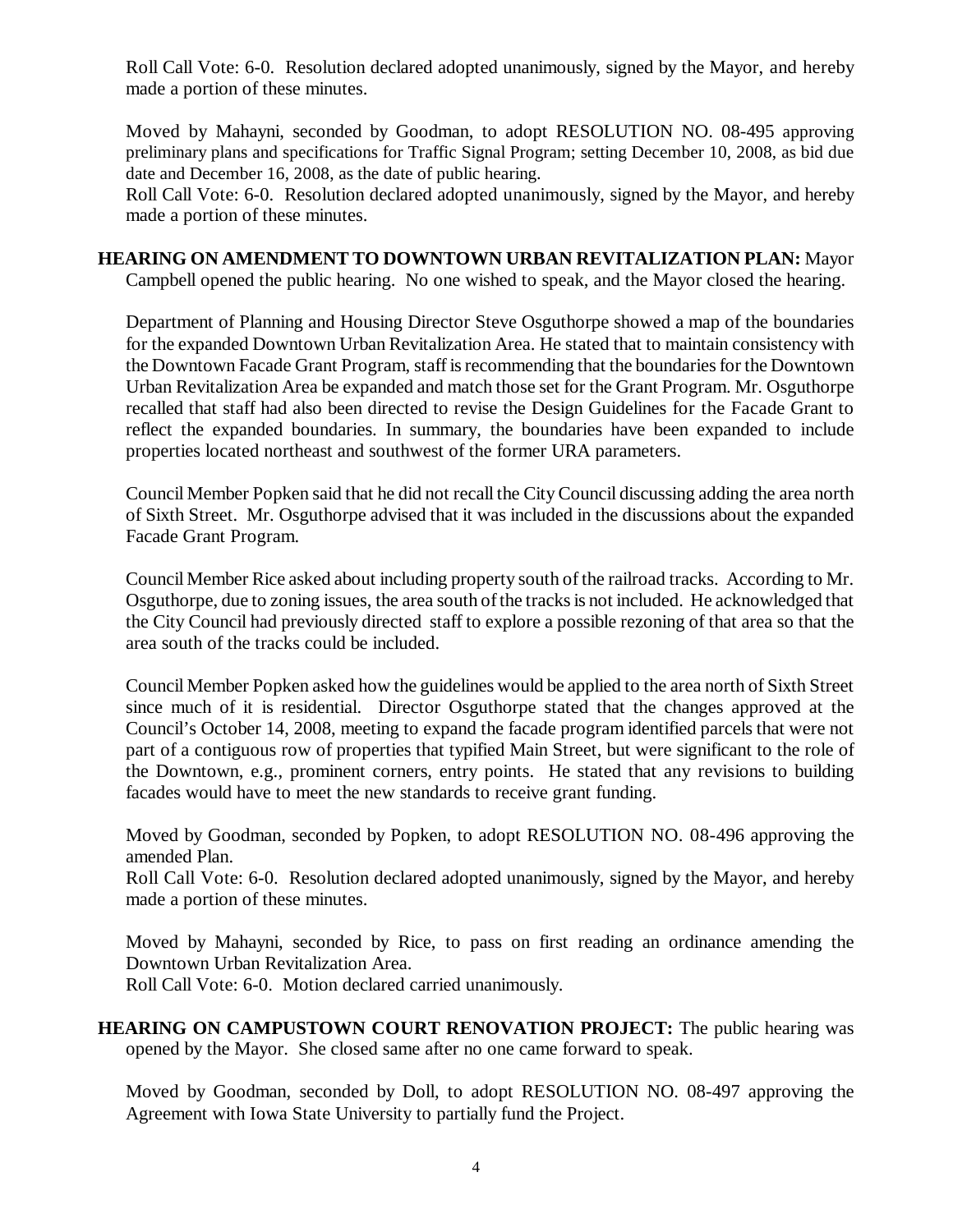Roll Call Vote: 6-0. Resolution declared adopted unanimously, signed by the Mayor, and hereby made a portion of these minutes.

Moved by Mahayni, seconded by Goodman, to adopt RESOLUTION NO. 08-495 approving preliminary plans and specifications for Traffic Signal Program; setting December 10, 2008, as bid due date and December 16, 2008, as the date of public hearing.
Roll Call Vote: 6-0. Resolution declared adopted unanimously, signed by the Mayor, and hereby made a portion of these minutes.

**HEARING ON AMENDMENT TO DOWNTOWN URBAN REVITALIZATION PLAN:** Mayor Campbell opened the public hearing. No one wished to speak, and the Mayor closed the hearing.

Department of Planning and Housing Director Steve Osguthorpe showed a map of the boundaries for the expanded Downtown Urban Revitalization Area. He stated that to maintain consistency with the Downtown Facade Grant Program, staff is recommending that the boundaries for the Downtown Urban Revitalization Area be expanded and match those set for the Grant Program. Mr. Osguthorpe recalled that staff had also been directed to revise the Design Guidelines for the Facade Grant to reflect the expanded boundaries. In summary, the boundaries have been expanded to include properties located northeast and southwest of the former URA parameters.

Council Member Popken said that he did not recall the City Council discussing adding the area north of Sixth Street. Mr. Osguthorpe advised that it was included in the discussions about the expanded Facade Grant Program.

Council Member Rice asked about including property south of the railroad tracks. According to Mr. Osguthorpe, due to zoning issues, the area south of the tracks is not included. He acknowledged that the City Council had previously directed staff to explore a possible rezoning of that area so that the area south of the tracks could be included.

Council Member Popken asked how the guidelines would be applied to the area north of Sixth Street since much of it is residential. Director Osguthorpe stated that the changes approved at the Council's October 14, 2008, meeting to expand the facade program identified parcels that were not part of a contiguous row of properties that typified Main Street, but were significant to the role of the Downtown, e.g., prominent corners, entry points. He stated that any revisions to building facades would have to meet the new standards to receive grant funding.

Moved by Goodman, seconded by Popken, to adopt RESOLUTION NO. 08-496 approving the amended Plan.
Roll Call Vote: 6-0. Resolution declared adopted unanimously, signed by the Mayor, and hereby made a portion of these minutes.

Moved by Mahayni, seconded by Rice, to pass on first reading an ordinance amending the Downtown Urban Revitalization Area.
Roll Call Vote: 6-0. Motion declared carried unanimously.

**HEARING ON CAMPUSTOWN COURT RENOVATION PROJECT:** The public hearing was opened by the Mayor. She closed same after no one came forward to speak.

Moved by Goodman, seconded by Doll, to adopt RESOLUTION NO. 08-497 approving the Agreement with Iowa State University to partially fund the Project.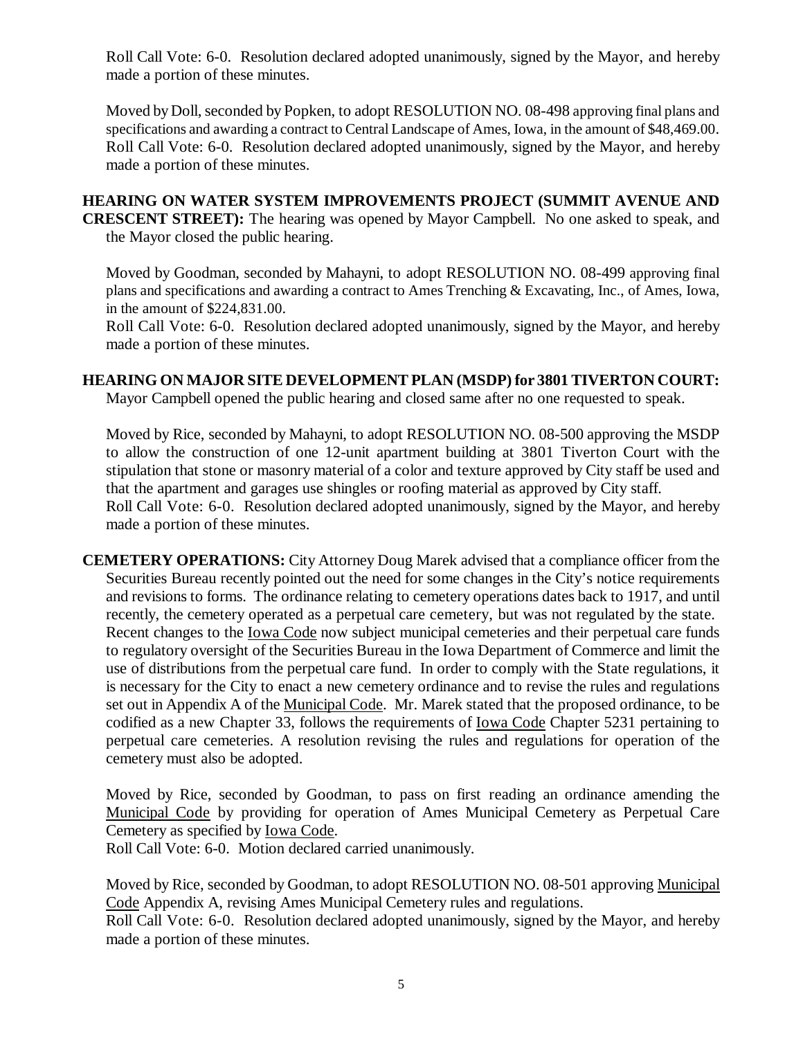Roll Call Vote: 6-0. Resolution declared adopted unanimously, signed by the Mayor, and hereby made a portion of these minutes.

Moved by Doll, seconded by Popken, to adopt RESOLUTION NO. 08-498 approving final plans and specifications and awarding a contract to Central Landscape of Ames, Iowa, in the amount of $48,469.00. Roll Call Vote: 6-0. Resolution declared adopted unanimously, signed by the Mayor, and hereby made a portion of these minutes.

**HEARING ON WATER SYSTEM IMPROVEMENTS PROJECT (SUMMIT AVENUE AND CRESCENT STREET):** The hearing was opened by Mayor Campbell. No one asked to speak, and the Mayor closed the public hearing.

Moved by Goodman, seconded by Mahayni, to adopt RESOLUTION NO. 08-499 approving final plans and specifications and awarding a contract to Ames Trenching & Excavating, Inc., of Ames, Iowa, in the amount of $224,831.00.
Roll Call Vote: 6-0. Resolution declared adopted unanimously, signed by the Mayor, and hereby made a portion of these minutes.

**HEARING ON MAJOR SITE DEVELOPMENT PLAN (MSDP) for 3801 TIVERTON COURT:** Mayor Campbell opened the public hearing and closed same after no one requested to speak.

Moved by Rice, seconded by Mahayni, to adopt RESOLUTION NO. 08-500 approving the MSDP to allow the construction of one 12-unit apartment building at 3801 Tiverton Court with the stipulation that stone or masonry material of a color and texture approved by City staff be used and that the apartment and garages use shingles or roofing material as approved by City staff.
Roll Call Vote: 6-0. Resolution declared adopted unanimously, signed by the Mayor, and hereby made a portion of these minutes.

**CEMETERY OPERATIONS:** City Attorney Doug Marek advised that a compliance officer from the Securities Bureau recently pointed out the need for some changes in the City's notice requirements and revisions to forms. The ordinance relating to cemetery operations dates back to 1917, and until recently, the cemetery operated as a perpetual care cemetery, but was not regulated by the state. Recent changes to the Iowa Code now subject municipal cemeteries and their perpetual care funds to regulatory oversight of the Securities Bureau in the Iowa Department of Commerce and limit the use of distributions from the perpetual care fund. In order to comply with the State regulations, it is necessary for the City to enact a new cemetery ordinance and to revise the rules and regulations set out in Appendix A of the Municipal Code. Mr. Marek stated that the proposed ordinance, to be codified as a new Chapter 33, follows the requirements of Iowa Code Chapter 5231 pertaining to perpetual care cemeteries. A resolution revising the rules and regulations for operation of the cemetery must also be adopted.

Moved by Rice, seconded by Goodman, to pass on first reading an ordinance amending the Municipal Code by providing for operation of Ames Municipal Cemetery as Perpetual Care Cemetery as specified by Iowa Code.
Roll Call Vote: 6-0. Motion declared carried unanimously.

Moved by Rice, seconded by Goodman, to adopt RESOLUTION NO. 08-501 approving Municipal Code Appendix A, revising Ames Municipal Cemetery rules and regulations.
Roll Call Vote: 6-0. Resolution declared adopted unanimously, signed by the Mayor, and hereby made a portion of these minutes.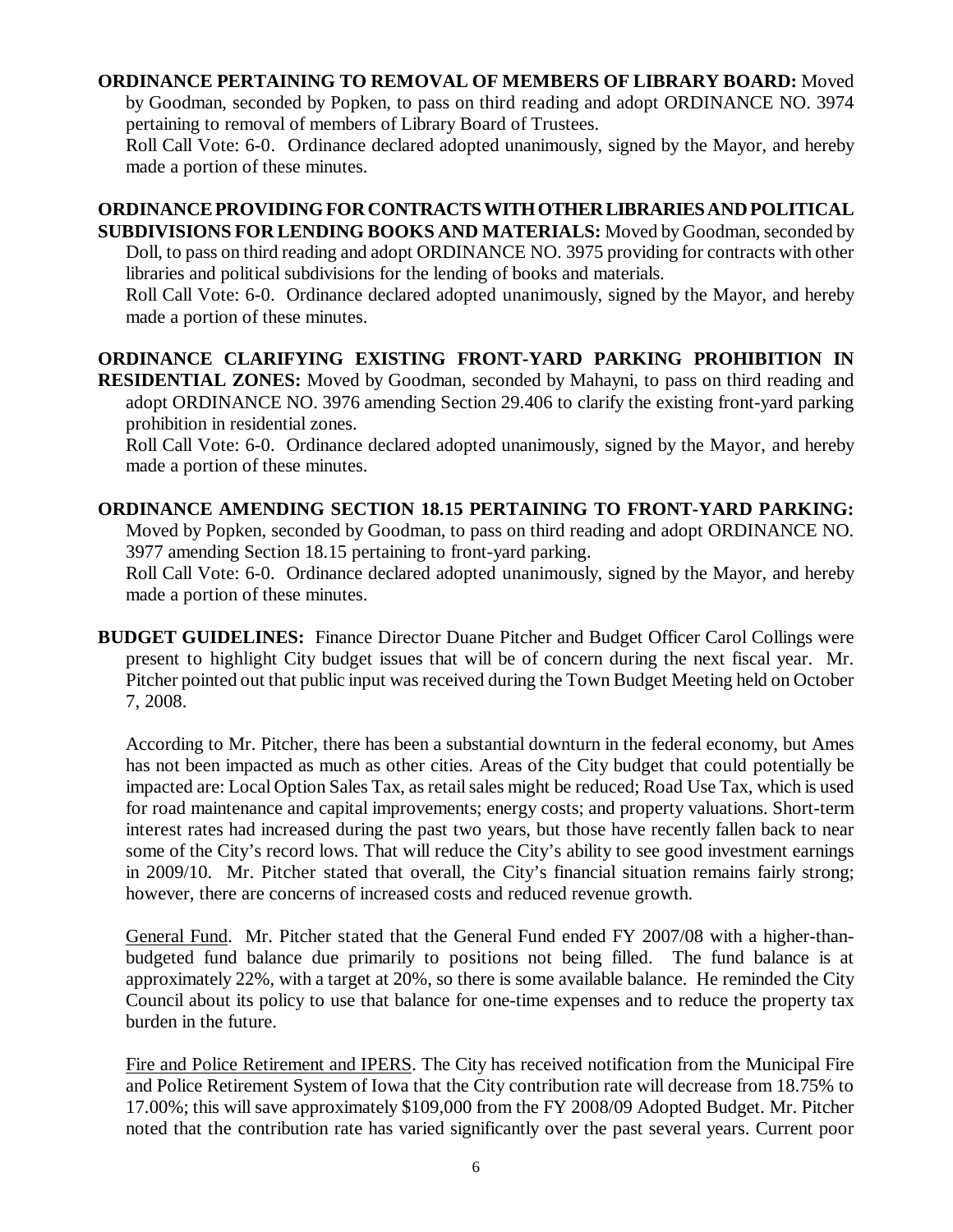**ORDINANCE PERTAINING TO REMOVAL OF MEMBERS OF LIBRARY BOARD:** Moved by Goodman, seconded by Popken, to pass on third reading and adopt ORDINANCE NO. 3974 pertaining to removal of members of Library Board of Trustees.

Roll Call Vote: 6-0. Ordinance declared adopted unanimously, signed by the Mayor, and hereby made a portion of these minutes.

**ORDINANCE PROVIDING FOR CONTRACTS WITH OTHER LIBRARIES AND POLITICAL SUBDIVISIONS FOR LENDING BOOKS AND MATERIALS:** Moved by Goodman, seconded by Doll, to pass on third reading and adopt ORDINANCE NO. 3975 providing for contracts with other libraries and political subdivisions for the lending of books and materials.

Roll Call Vote: 6-0. Ordinance declared adopted unanimously, signed by the Mayor, and hereby made a portion of these minutes.

**ORDINANCE CLARIFYING EXISTING FRONT-YARD PARKING PROHIBITION IN RESIDENTIAL ZONES:** Moved by Goodman, seconded by Mahayni, to pass on third reading and adopt ORDINANCE NO. 3976 amending Section 29.406 to clarify the existing front-yard parking prohibition in residential zones.

Roll Call Vote: 6-0. Ordinance declared adopted unanimously, signed by the Mayor, and hereby made a portion of these minutes.

**ORDINANCE AMENDING SECTION 18.15 PERTAINING TO FRONT-YARD PARKING:** Moved by Popken, seconded by Goodman, to pass on third reading and adopt ORDINANCE NO. 3977 amending Section 18.15 pertaining to front-yard parking.

Roll Call Vote: 6-0. Ordinance declared adopted unanimously, signed by the Mayor, and hereby made a portion of these minutes.

**BUDGET GUIDELINES:** Finance Director Duane Pitcher and Budget Officer Carol Collings were present to highlight City budget issues that will be of concern during the next fiscal year. Mr. Pitcher pointed out that public input was received during the Town Budget Meeting held on October 7, 2008.

According to Mr. Pitcher, there has been a substantial downturn in the federal economy, but Ames has not been impacted as much as other cities. Areas of the City budget that could potentially be impacted are: Local Option Sales Tax, as retail sales might be reduced; Road Use Tax, which is used for road maintenance and capital improvements; energy costs; and property valuations. Short-term interest rates had increased during the past two years, but those have recently fallen back to near some of the City's record lows. That will reduce the City's ability to see good investment earnings in 2009/10. Mr. Pitcher stated that overall, the City's financial situation remains fairly strong; however, there are concerns of increased costs and reduced revenue growth.

General Fund. Mr. Pitcher stated that the General Fund ended FY 2007/08 with a higher-than-budgeted fund balance due primarily to positions not being filled. The fund balance is at approximately 22%, with a target at 20%, so there is some available balance. He reminded the City Council about its policy to use that balance for one-time expenses and to reduce the property tax burden in the future.

Fire and Police Retirement and IPERS. The City has received notification from the Municipal Fire and Police Retirement System of Iowa that the City contribution rate will decrease from 18.75% to 17.00%; this will save approximately $109,000 from the FY 2008/09 Adopted Budget. Mr. Pitcher noted that the contribution rate has varied significantly over the past several years. Current poor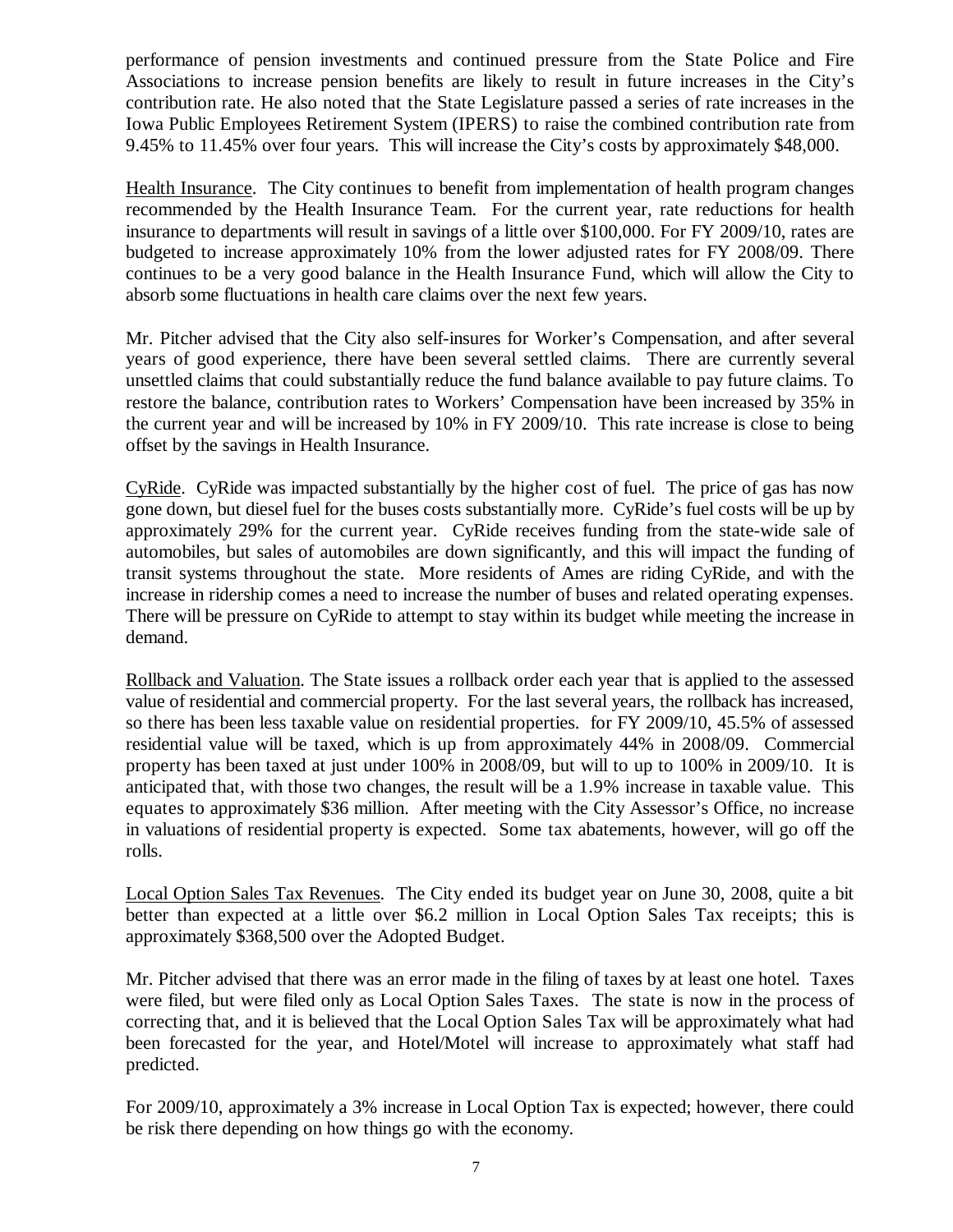performance of pension investments and continued pressure from the State Police and Fire Associations to increase pension benefits are likely to result in future increases in the City's contribution rate. He also noted that the State Legislature passed a series of rate increases in the Iowa Public Employees Retirement System (IPERS) to raise the combined contribution rate from 9.45% to 11.45% over four years. This will increase the City's costs by approximately $48,000.

Health Insurance. The City continues to benefit from implementation of health program changes recommended by the Health Insurance Team. For the current year, rate reductions for health insurance to departments will result in savings of a little over $100,000. For FY 2009/10, rates are budgeted to increase approximately 10% from the lower adjusted rates for FY 2008/09. There continues to be a very good balance in the Health Insurance Fund, which will allow the City to absorb some fluctuations in health care claims over the next few years.

Mr. Pitcher advised that the City also self-insures for Worker's Compensation, and after several years of good experience, there have been several settled claims. There are currently several unsettled claims that could substantially reduce the fund balance available to pay future claims. To restore the balance, contribution rates to Workers' Compensation have been increased by 35% in the current year and will be increased by 10% in FY 2009/10. This rate increase is close to being offset by the savings in Health Insurance.

CyRide. CyRide was impacted substantially by the higher cost of fuel. The price of gas has now gone down, but diesel fuel for the buses costs substantially more. CyRide's fuel costs will be up by approximately 29% for the current year. CyRide receives funding from the state-wide sale of automobiles, but sales of automobiles are down significantly, and this will impact the funding of transit systems throughout the state. More residents of Ames are riding CyRide, and with the increase in ridership comes a need to increase the number of buses and related operating expenses. There will be pressure on CyRide to attempt to stay within its budget while meeting the increase in demand.

Rollback and Valuation. The State issues a rollback order each year that is applied to the assessed value of residential and commercial property. For the last several years, the rollback has increased, so there has been less taxable value on residential properties. for FY 2009/10, 45.5% of assessed residential value will be taxed, which is up from approximately 44% in 2008/09. Commercial property has been taxed at just under 100% in 2008/09, but will to up to 100% in 2009/10. It is anticipated that, with those two changes, the result will be a 1.9% increase in taxable value. This equates to approximately $36 million. After meeting with the City Assessor's Office, no increase in valuations of residential property is expected. Some tax abatements, however, will go off the rolls.

Local Option Sales Tax Revenues. The City ended its budget year on June 30, 2008, quite a bit better than expected at a little over $6.2 million in Local Option Sales Tax receipts; this is approximately $368,500 over the Adopted Budget.

Mr. Pitcher advised that there was an error made in the filing of taxes by at least one hotel. Taxes were filed, but were filed only as Local Option Sales Taxes. The state is now in the process of correcting that, and it is believed that the Local Option Sales Tax will be approximately what had been forecasted for the year, and Hotel/Motel will increase to approximately what staff had predicted.

For 2009/10, approximately a 3% increase in Local Option Tax is expected; however, there could be risk there depending on how things go with the economy.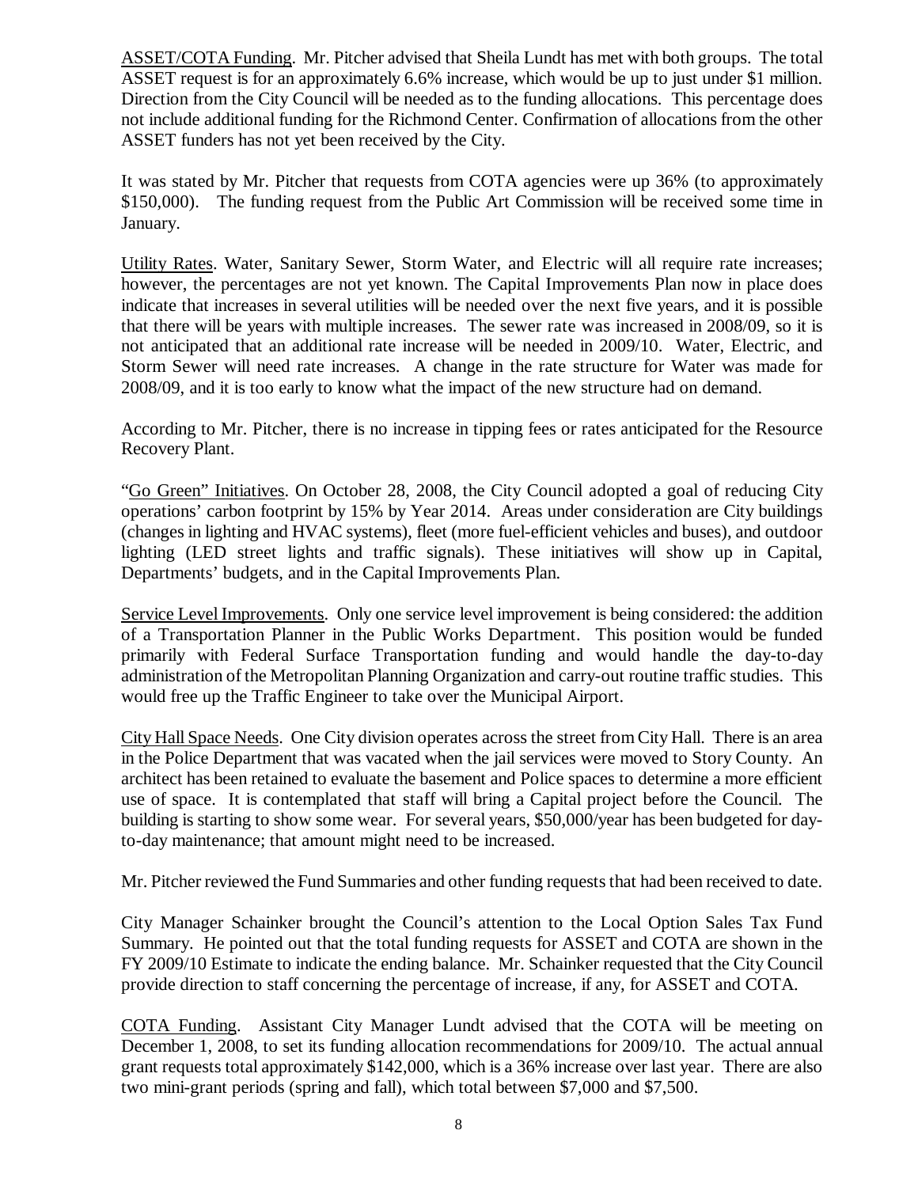ASSET/COTA Funding. Mr. Pitcher advised that Sheila Lundt has met with both groups. The total ASSET request is for an approximately 6.6% increase, which would be up to just under $1 million. Direction from the City Council will be needed as to the funding allocations. This percentage does not include additional funding for the Richmond Center. Confirmation of allocations from the other ASSET funders has not yet been received by the City.

It was stated by Mr. Pitcher that requests from COTA agencies were up 36% (to approximately $150,000). The funding request from the Public Art Commission will be received some time in January.

Utility Rates. Water, Sanitary Sewer, Storm Water, and Electric will all require rate increases; however, the percentages are not yet known. The Capital Improvements Plan now in place does indicate that increases in several utilities will be needed over the next five years, and it is possible that there will be years with multiple increases. The sewer rate was increased in 2008/09, so it is not anticipated that an additional rate increase will be needed in 2009/10. Water, Electric, and Storm Sewer will need rate increases. A change in the rate structure for Water was made for 2008/09, and it is too early to know what the impact of the new structure had on demand.

According to Mr. Pitcher, there is no increase in tipping fees or rates anticipated for the Resource Recovery Plant.

"Go Green" Initiatives. On October 28, 2008, the City Council adopted a goal of reducing City operations' carbon footprint by 15% by Year 2014. Areas under consideration are City buildings (changes in lighting and HVAC systems), fleet (more fuel-efficient vehicles and buses), and outdoor lighting (LED street lights and traffic signals). These initiatives will show up in Capital, Departments' budgets, and in the Capital Improvements Plan.

Service Level Improvements. Only one service level improvement is being considered: the addition of a Transportation Planner in the Public Works Department. This position would be funded primarily with Federal Surface Transportation funding and would handle the day-to-day administration of the Metropolitan Planning Organization and carry-out routine traffic studies. This would free up the Traffic Engineer to take over the Municipal Airport.

City Hall Space Needs. One City division operates across the street from City Hall. There is an area in the Police Department that was vacated when the jail services were moved to Story County. An architect has been retained to evaluate the basement and Police spaces to determine a more efficient use of space. It is contemplated that staff will bring a Capital project before the Council. The building is starting to show some wear. For several years, $50,000/year has been budgeted for day-to-day maintenance; that amount might need to be increased.

Mr. Pitcher reviewed the Fund Summaries and other funding requests that had been received to date.

City Manager Schainker brought the Council's attention to the Local Option Sales Tax Fund Summary. He pointed out that the total funding requests for ASSET and COTA are shown in the FY 2009/10 Estimate to indicate the ending balance. Mr. Schainker requested that the City Council provide direction to staff concerning the percentage of increase, if any, for ASSET and COTA.

COTA Funding. Assistant City Manager Lundt advised that the COTA will be meeting on December 1, 2008, to set its funding allocation recommendations for 2009/10. The actual annual grant requests total approximately $142,000, which is a 36% increase over last year. There are also two mini-grant periods (spring and fall), which total between $7,000 and $7,500.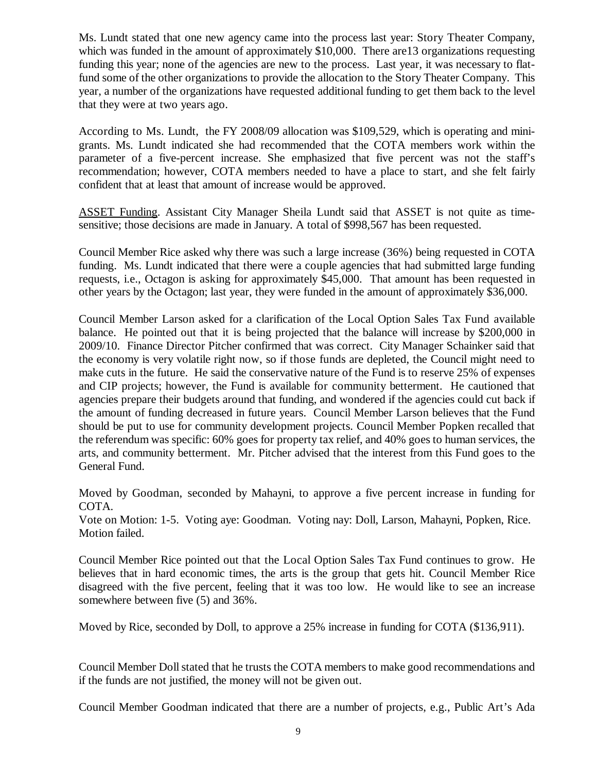Ms. Lundt stated that one new agency came into the process last year: Story Theater Company, which was funded in the amount of approximately $10,000. There are13 organizations requesting funding this year; none of the agencies are new to the process. Last year, it was necessary to flat-fund some of the other organizations to provide the allocation to the Story Theater Company. This year, a number of the organizations have requested additional funding to get them back to the level that they were at two years ago.

According to Ms. Lundt, the FY 2008/09 allocation was $109,529, which is operating and mini-grants. Ms. Lundt indicated she had recommended that the COTA members work within the parameter of a five-percent increase. She emphasized that five percent was not the staff's recommendation; however, COTA members needed to have a place to start, and she felt fairly confident that at least that amount of increase would be approved.

<u>ASSET Funding</u>. Assistant City Manager Sheila Lundt said that ASSET is not quite as time-sensitive; those decisions are made in January. A total of $998,567 has been requested.

Council Member Rice asked why there was such a large increase (36%) being requested in COTA funding. Ms. Lundt indicated that there were a couple agencies that had submitted large funding requests, i.e., Octagon is asking for approximately $45,000. That amount has been requested in other years by the Octagon; last year, they were funded in the amount of approximately $36,000.

Council Member Larson asked for a clarification of the Local Option Sales Tax Fund available balance. He pointed out that it is being projected that the balance will increase by $200,000 in 2009/10. Finance Director Pitcher confirmed that was correct. City Manager Schainker said that the economy is very volatile right now, so if those funds are depleted, the Council might need to make cuts in the future. He said the conservative nature of the Fund is to reserve 25% of expenses and CIP projects; however, the Fund is available for community betterment. He cautioned that agencies prepare their budgets around that funding, and wondered if the agencies could cut back if the amount of funding decreased in future years. Council Member Larson believes that the Fund should be put to use for community development projects. Council Member Popken recalled that the referendum was specific: 60% goes for property tax relief, and 40% goes to human services, the arts, and community betterment. Mr. Pitcher advised that the interest from this Fund goes to the General Fund.

Moved by Goodman, seconded by Mahayni, to approve a five percent increase in funding for COTA.
Vote on Motion: 1-5. Voting aye: Goodman. Voting nay: Doll, Larson, Mahayni, Popken, Rice. Motion failed.

Council Member Rice pointed out that the Local Option Sales Tax Fund continues to grow. He believes that in hard economic times, the arts is the group that gets hit. Council Member Rice disagreed with the five percent, feeling that it was too low. He would like to see an increase somewhere between five (5) and 36%.

Moved by Rice, seconded by Doll, to approve a 25% increase in funding for COTA ($136,911).

Council Member Doll stated that he trusts the COTA members to make good recommendations and if the funds are not justified, the money will not be given out.

Council Member Goodman indicated that there are a number of projects, e.g., Public Art's Ada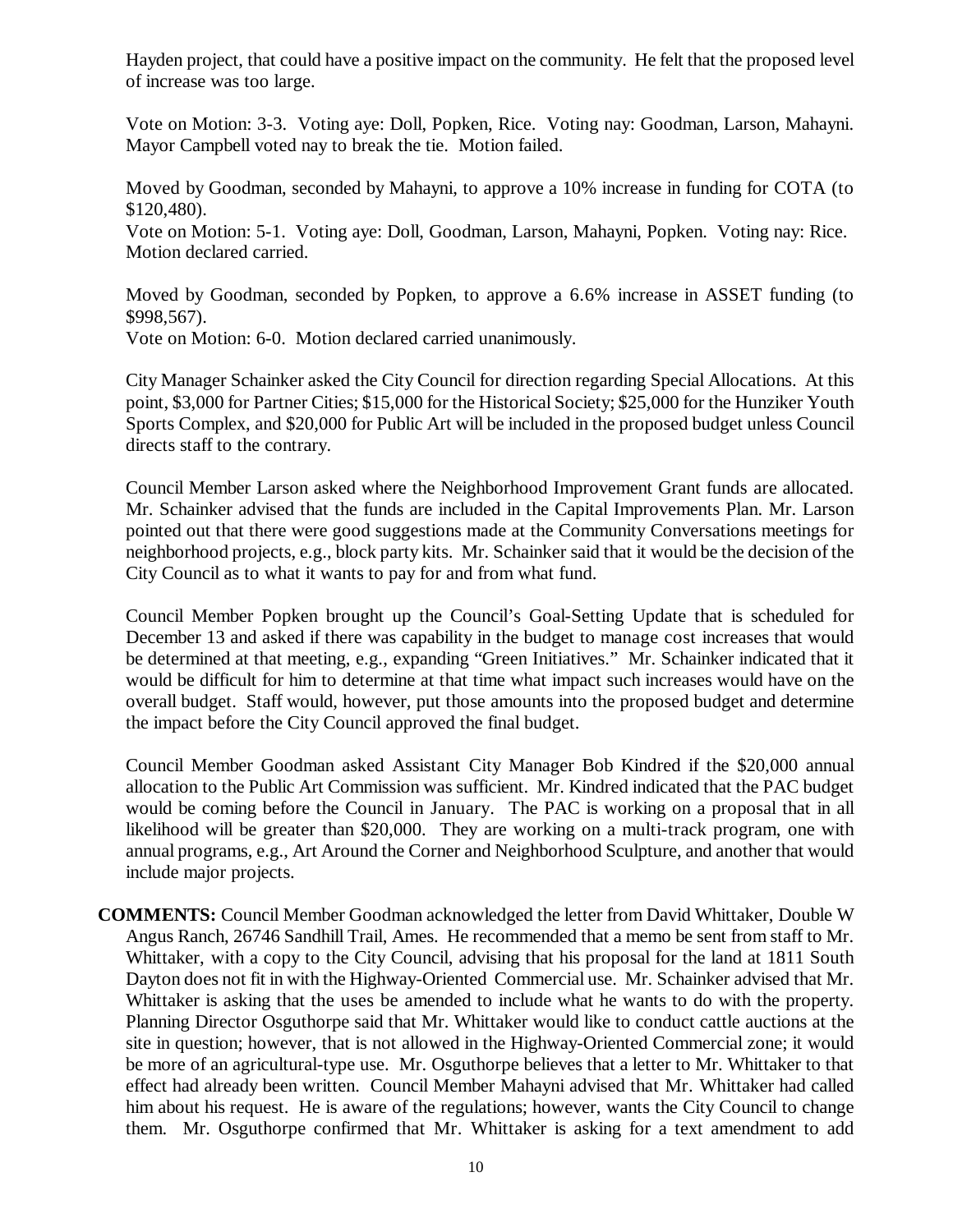Hayden project, that could have a positive impact on the community. He felt that the proposed level of increase was too large.

Vote on Motion: 3-3. Voting aye: Doll, Popken, Rice. Voting nay: Goodman, Larson, Mahayni. Mayor Campbell voted nay to break the tie. Motion failed.

Moved by Goodman, seconded by Mahayni, to approve a 10% increase in funding for COTA (to $120,480).

Vote on Motion: 5-1. Voting aye: Doll, Goodman, Larson, Mahayni, Popken. Voting nay: Rice. Motion declared carried.

Moved by Goodman, seconded by Popken, to approve a 6.6% increase in ASSET funding (to $998,567).

Vote on Motion: 6-0. Motion declared carried unanimously.

City Manager Schainker asked the City Council for direction regarding Special Allocations. At this point, $3,000 for Partner Cities; $15,000 for the Historical Society; $25,000 for the Hunziker Youth Sports Complex, and $20,000 for Public Art will be included in the proposed budget unless Council directs staff to the contrary.

Council Member Larson asked where the Neighborhood Improvement Grant funds are allocated. Mr. Schainker advised that the funds are included in the Capital Improvements Plan. Mr. Larson pointed out that there were good suggestions made at the Community Conversations meetings for neighborhood projects, e.g., block party kits. Mr. Schainker said that it would be the decision of the City Council as to what it wants to pay for and from what fund.

Council Member Popken brought up the Council's Goal-Setting Update that is scheduled for December 13 and asked if there was capability in the budget to manage cost increases that would be determined at that meeting, e.g., expanding "Green Initiatives." Mr. Schainker indicated that it would be difficult for him to determine at that time what impact such increases would have on the overall budget. Staff would, however, put those amounts into the proposed budget and determine the impact before the City Council approved the final budget.

Council Member Goodman asked Assistant City Manager Bob Kindred if the $20,000 annual allocation to the Public Art Commission was sufficient. Mr. Kindred indicated that the PAC budget would be coming before the Council in January. The PAC is working on a proposal that in all likelihood will be greater than $20,000. They are working on a multi-track program, one with annual programs, e.g., Art Around the Corner and Neighborhood Sculpture, and another that would include major projects.

**COMMENTS:** Council Member Goodman acknowledged the letter from David Whittaker, Double W Angus Ranch, 26746 Sandhill Trail, Ames. He recommended that a memo be sent from staff to Mr. Whittaker, with a copy to the City Council, advising that his proposal for the land at 1811 South Dayton does not fit in with the Highway-Oriented Commercial use. Mr. Schainker advised that Mr. Whittaker is asking that the uses be amended to include what he wants to do with the property. Planning Director Osguthorpe said that Mr. Whittaker would like to conduct cattle auctions at the site in question; however, that is not allowed in the Highway-Oriented Commercial zone; it would be more of an agricultural-type use. Mr. Osguthorpe believes that a letter to Mr. Whittaker to that effect had already been written. Council Member Mahayni advised that Mr. Whittaker had called him about his request. He is aware of the regulations; however, wants the City Council to change them. Mr. Osguthorpe confirmed that Mr. Whittaker is asking for a text amendment to add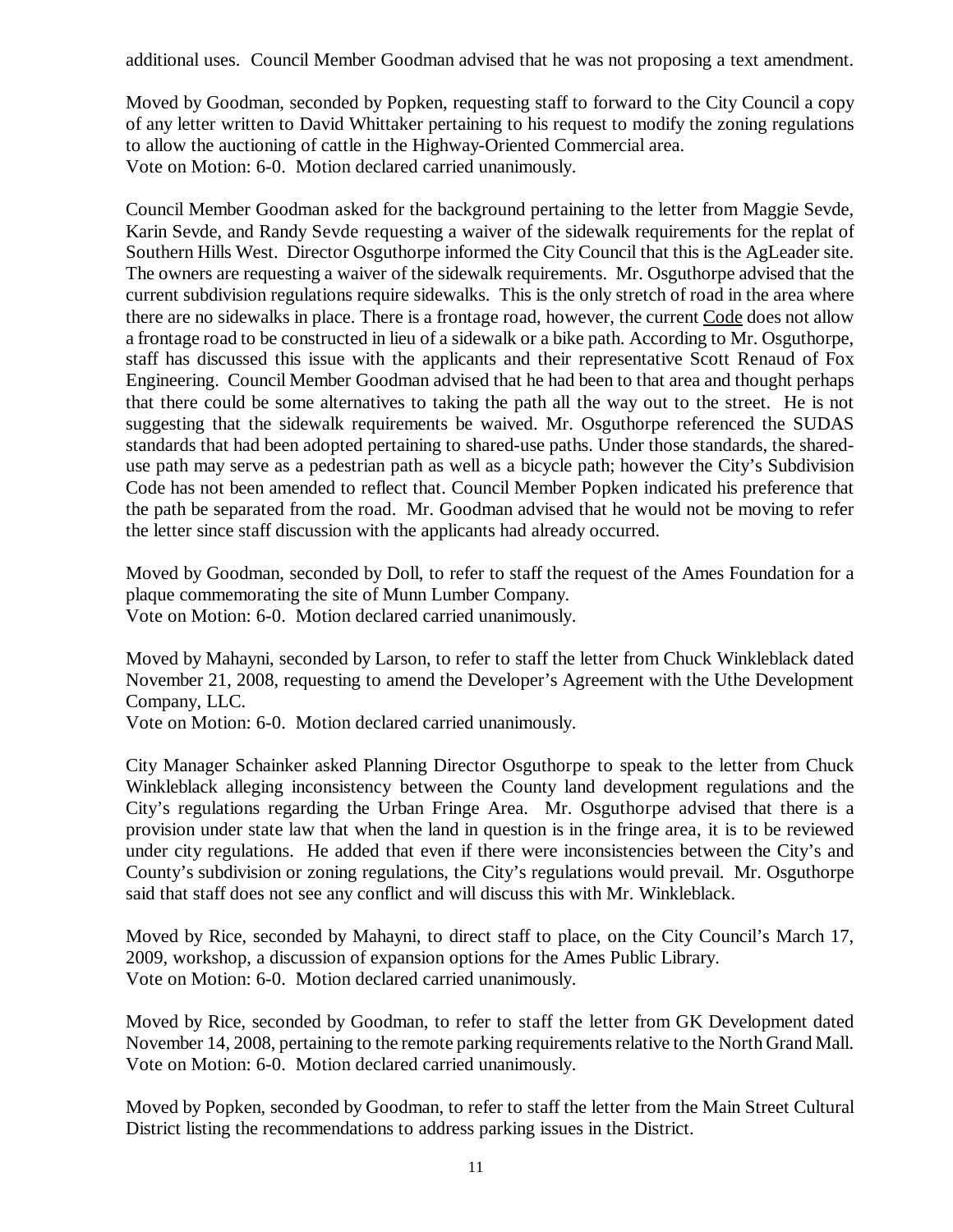additional uses. Council Member Goodman advised that he was not proposing a text amendment.

Moved by Goodman, seconded by Popken, requesting staff to forward to the City Council a copy of any letter written to David Whittaker pertaining to his request to modify the zoning regulations to allow the auctioning of cattle in the Highway-Oriented Commercial area.
Vote on Motion: 6-0. Motion declared carried unanimously.

Council Member Goodman asked for the background pertaining to the letter from Maggie Sevde, Karin Sevde, and Randy Sevde requesting a waiver of the sidewalk requirements for the replat of Southern Hills West. Director Osguthorpe informed the City Council that this is the AgLeader site. The owners are requesting a waiver of the sidewalk requirements. Mr. Osguthorpe advised that the current subdivision regulations require sidewalks. This is the only stretch of road in the area where there are no sidewalks in place. There is a frontage road, however, the current Code does not allow a frontage road to be constructed in lieu of a sidewalk or a bike path. According to Mr. Osguthorpe, staff has discussed this issue with the applicants and their representative Scott Renaud of Fox Engineering. Council Member Goodman advised that he had been to that area and thought perhaps that there could be some alternatives to taking the path all the way out to the street. He is not suggesting that the sidewalk requirements be waived. Mr. Osguthorpe referenced the SUDAS standards that had been adopted pertaining to shared-use paths. Under those standards, the shared-use path may serve as a pedestrian path as well as a bicycle path; however the City's Subdivision Code has not been amended to reflect that. Council Member Popken indicated his preference that the path be separated from the road. Mr. Goodman advised that he would not be moving to refer the letter since staff discussion with the applicants had already occurred.

Moved by Goodman, seconded by Doll, to refer to staff the request of the Ames Foundation for a plaque commemorating the site of Munn Lumber Company.
Vote on Motion: 6-0. Motion declared carried unanimously.

Moved by Mahayni, seconded by Larson, to refer to staff the letter from Chuck Winkleblack dated November 21, 2008, requesting to amend the Developer's Agreement with the Uthe Development Company, LLC.
Vote on Motion: 6-0. Motion declared carried unanimously.

City Manager Schainker asked Planning Director Osguthorpe to speak to the letter from Chuck Winkleblack alleging inconsistency between the County land development regulations and the City's regulations regarding the Urban Fringe Area. Mr. Osguthorpe advised that there is a provision under state law that when the land in question is in the fringe area, it is to be reviewed under city regulations. He added that even if there were inconsistencies between the City's and County's subdivision or zoning regulations, the City's regulations would prevail. Mr. Osguthorpe said that staff does not see any conflict and will discuss this with Mr. Winkleblack.

Moved by Rice, seconded by Mahayni, to direct staff to place, on the City Council's March 17, 2009, workshop, a discussion of expansion options for the Ames Public Library.
Vote on Motion: 6-0. Motion declared carried unanimously.

Moved by Rice, seconded by Goodman, to refer to staff the letter from GK Development dated November 14, 2008, pertaining to the remote parking requirements relative to the North Grand Mall.
Vote on Motion: 6-0. Motion declared carried unanimously.

Moved by Popken, seconded by Goodman, to refer to staff the letter from the Main Street Cultural District listing the recommendations to address parking issues in the District.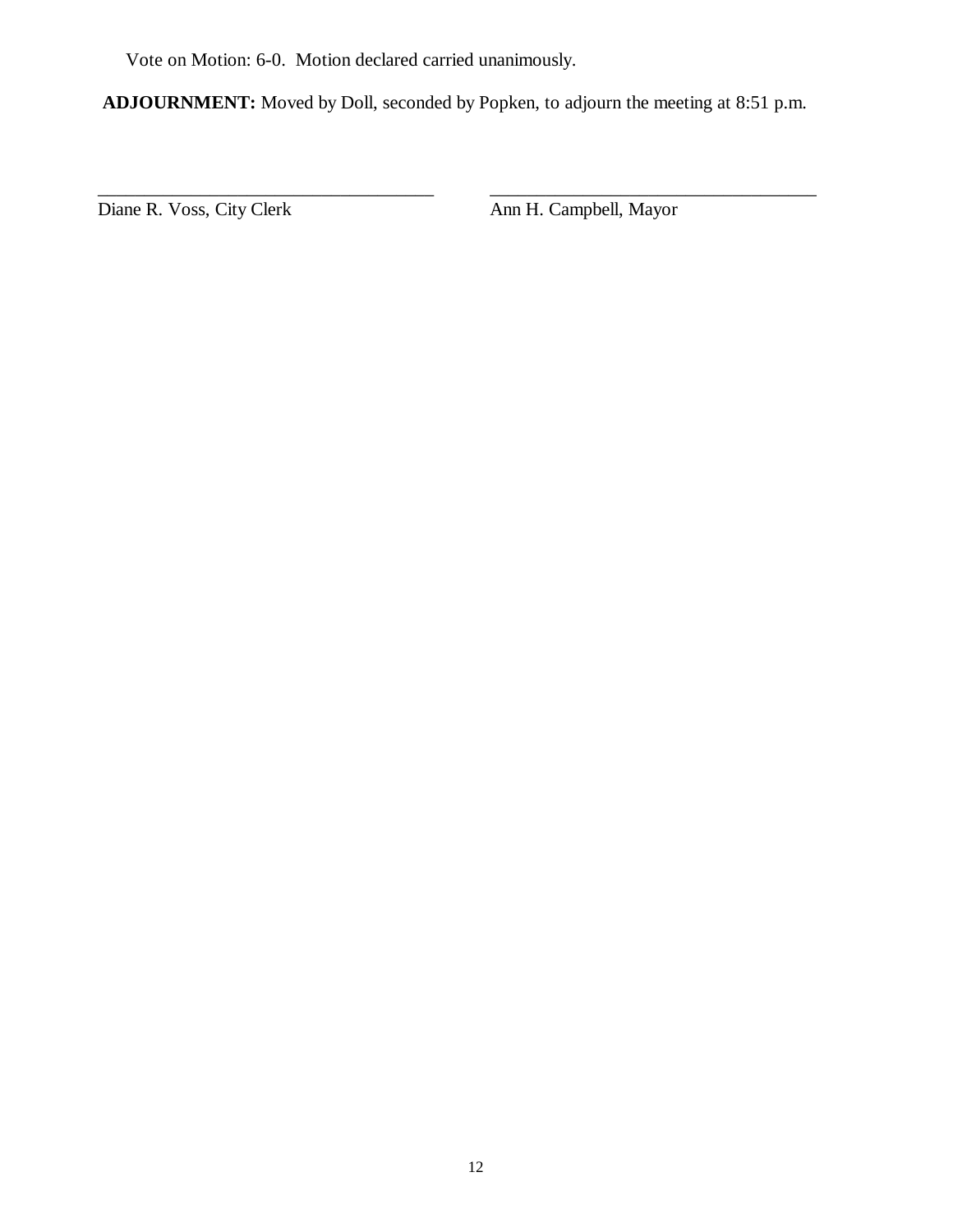Vote on Motion: 6-0. Motion declared carried unanimously.

**ADJOURNMENT:** Moved by Doll, seconded by Popken, to adjourn the meeting at 8:51 p.m.

| | |
|---|---|
| ______________________________________ | ______________________________________ |
| Diane R. Voss, City Clerk | Ann H. Campbell, Mayor |